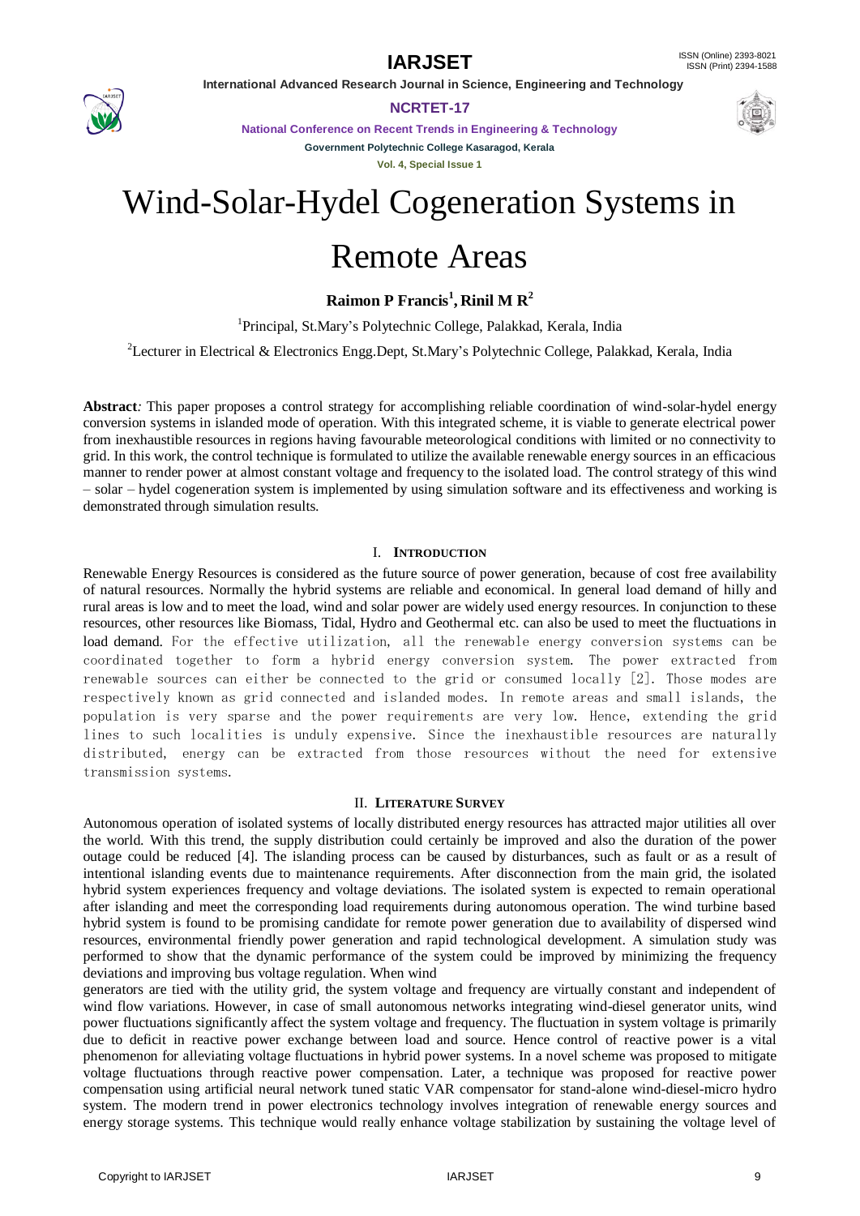# Wind-Solar-Hydel Cogeneration Systems in Remote Areas

**Raimon P Francis[1], Rinil M R[2]**

[1]Principal, St.Mary's Polytechnic College, Palakkad, Kerala, India

[2]Lecturer in Electrical & Electronics Engg.Dept, St.Mary's Polytechnic College, Palakkad, Kerala, India

**Abstract**: This paper proposes a control strategy for accomplishing reliable coordination of wind-solar-hydel energy conversion systems in islanded mode of operation. With this integrated scheme, it is viable to generate electrical power from inexhaustible resources in regions having favourable meteorological conditions with limited or no connectivity to grid. In this work, the control technique is formulated to utilize the available renewable energy sources in an efficacious manner to render power at almost constant voltage and frequency to the isolated load. The control strategy of this wind – solar – hydel cogeneration system is implemented by using simulation software and its effectiveness and working is demonstrated through simulation results.

## I. INTRODUCTION

Renewable Energy Resources is considered as the future source of power generation, because of cost free availability of natural resources. Normally the hybrid systems are reliable and economical. In general load demand of hilly and rural areas is low and to meet the load, wind and solar power are widely used energy resources. In conjunction to these resources, other resources like Biomass, Tidal, Hydro and Geothermal etc. can also be used to meet the fluctuations in load demand. For the effective utilization, all the renewable energy conversion systems can be coordinated together to form a hybrid energy conversion system. The power extracted from renewable sources can either be connected to the grid or consumed locally [2]. Those modes are respectively known as grid connected and islanded modes. In remote areas and small islands, the population is very sparse and the power requirements are very low. Hence, extending the grid lines to such localities is unduly expensive. Since the inexhaustible resources are naturally distributed, energy can be extracted from those resources without the need for extensive transmission systems.

## II. LITERATURE SURVEY

Autonomous operation of isolated systems of locally distributed energy resources has attracted major utilities all over the world. With this trend, the supply distribution could certainly be improved and also the duration of the power outage could be reduced [4]. The islanding process can be caused by disturbances, such as fault or as a result of intentional islanding events due to maintenance requirements. After disconnection from the main grid, the isolated hybrid system experiences frequency and voltage deviations. The isolated system is expected to remain operational after islanding and meet the corresponding load requirements during autonomous operation. The wind turbine based hybrid system is found to be promising candidate for remote power generation due to availability of dispersed wind resources, environmental friendly power generation and rapid technological development. A simulation study was performed to show that the dynamic performance of the system could be improved by minimizing the frequency deviations and improving bus voltage regulation. When wind generators are tied with the utility grid, the system voltage and frequency are virtually constant and independent of wind flow variations. However, in case of small autonomous networks integrating wind-diesel generator units, wind power fluctuations significantly affect the system voltage and frequency. The fluctuation in system voltage is primarily due to deficit in reactive power exchange between load and source. Hence control of reactive power is a vital phenomenon for alleviating voltage fluctuations in hybrid power systems. In a novel scheme was proposed to mitigate voltage fluctuations through reactive power compensation. Later, a technique was proposed for reactive power compensation using artificial neural network tuned static VAR compensator for stand-alone wind-diesel-micro hydro system. The modern trend in power electronics technology involves integration of renewable energy sources and energy storage systems. This technique would really enhance voltage stabilization by sustaining the voltage level of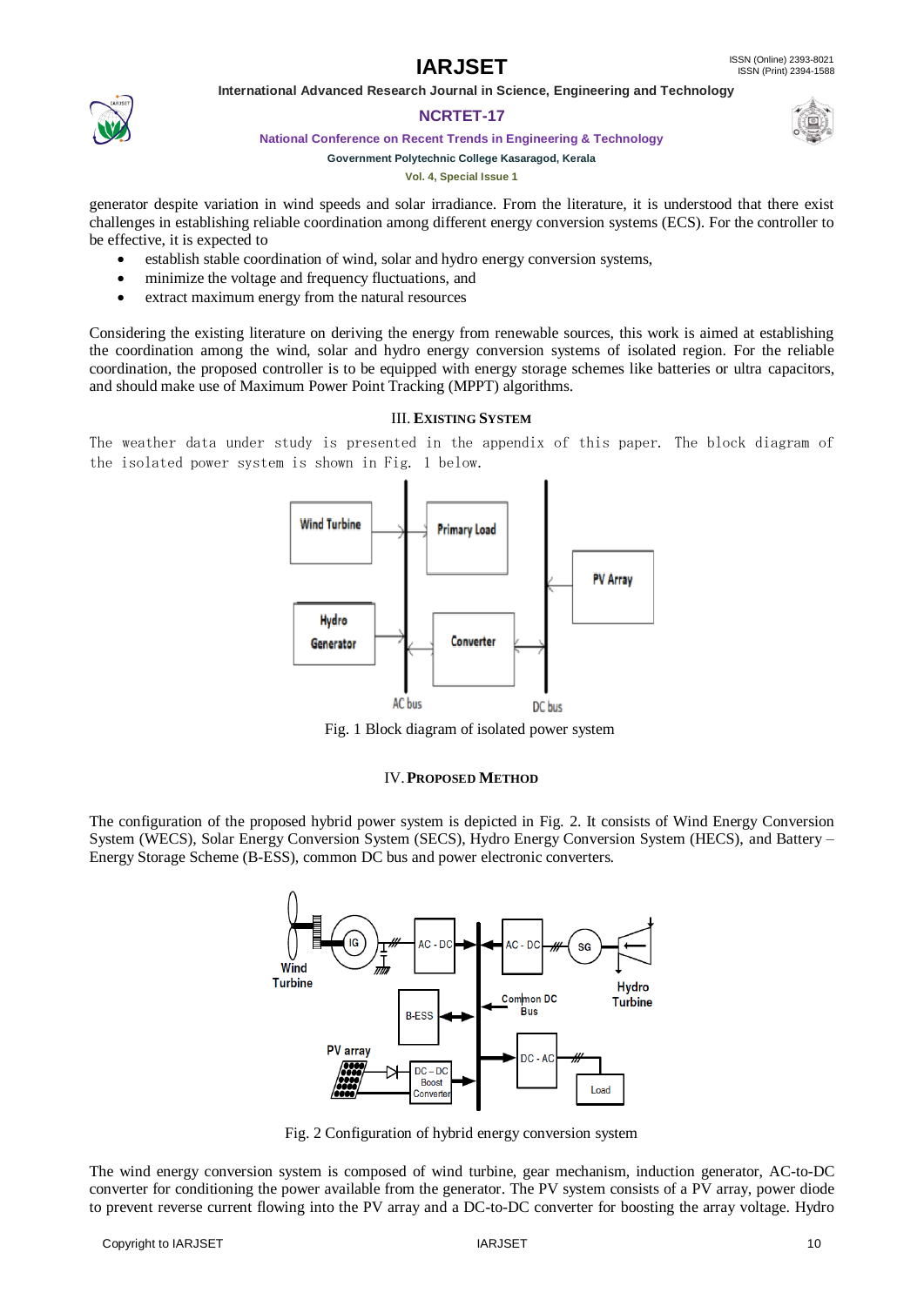generator despite variation in wind speeds and solar irradiance. From the literature, it is understood that there exist challenges in establishing reliable coordination among different energy conversion systems (ECS). For the controller to be effective, it is expected to

- establish stable coordination of wind, solar and hydro energy conversion systems,
- minimize the voltage and frequency fluctuations, and
- extract maximum energy from the natural resources

Considering the existing literature on deriving the energy from renewable sources, this work is aimed at establishing the coordination among the wind, solar and hydro energy conversion systems of isolated region. For the reliable coordination, the proposed controller is to be equipped with energy storage schemes like batteries or ultra capacitors, and should make use of Maximum Power Point Tracking (MPPT) algorithms.

## III. EXISTING SYSTEM

The weather data under study is presented in the appendix of this paper. The block diagram of the isolated power system is shown in Fig. 1 below.

Fig. 1 Block diagram of isolated power system

## IV. PROPOSED METHOD

The configuration of the proposed hybrid power system is depicted in Fig. 2. It consists of Wind Energy Conversion System (WECS), Solar Energy Conversion System (SECS), Hydro Energy Conversion System (HECS), and Battery – Energy Storage Scheme (B-ESS), common DC bus and power electronic converters.

Fig. 2 Configuration of hybrid energy conversion system

The wind energy conversion system is composed of wind turbine, gear mechanism, induction generator, AC-to-DC converter for conditioning the power available from the generator. The PV system consists of a PV array, power diode to prevent reverse current flowing into the PV array and a DC-to-DC converter for boosting the array voltage. Hydro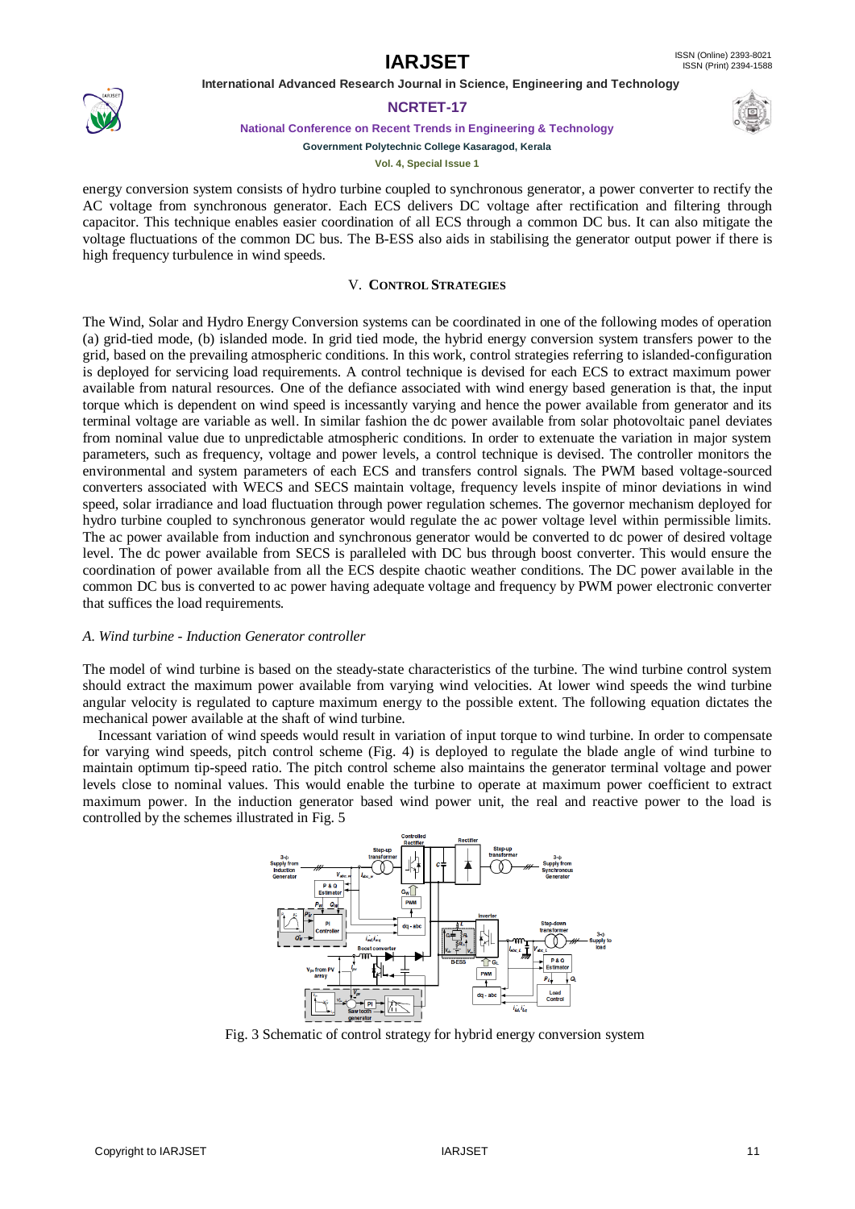energy conversion system consists of hydro turbine coupled to synchronous generator, a power converter to rectify the AC voltage from synchronous generator. Each ECS delivers DC voltage after rectification and filtering through capacitor. This technique enables easier coordination of all ECS through a common DC bus. It can also mitigate the voltage fluctuations of the common DC bus. The B-ESS also aids in stabilising the generator output power if there is high frequency turbulence in wind speeds.

## V. CONTROL STRATEGIES

The Wind, Solar and Hydro Energy Conversion systems can be coordinated in one of the following modes of operation (a) grid-tied mode, (b) islanded mode. In grid tied mode, the hybrid energy conversion system transfers power to the grid, based on the prevailing atmospheric conditions. In this work, control strategies referring to islanded-configuration is deployed for servicing load requirements. A control technique is devised for each ECS to extract maximum power available from natural resources. One of the defiance associated with wind energy based generation is that, the input torque which is dependent on wind speed is incessantly varying and hence the power available from generator and its terminal voltage are variable as well. In similar fashion the dc power available from solar photovoltaic panel deviates from nominal value due to unpredictable atmospheric conditions. In order to extenuate the variation in major system parameters, such as frequency, voltage and power levels, a control technique is devised. The controller monitors the environmental and system parameters of each ECS and transfers control signals. The PWM based voltage-sourced converters associated with WECS and SECS maintain voltage, frequency levels inspite of minor deviations in wind speed, solar irradiance and load fluctuation through power regulation schemes. The governor mechanism deployed for hydro turbine coupled to synchronous generator would regulate the ac power voltage level within permissible limits. The ac power available from induction and synchronous generator would be converted to dc power of desired voltage level. The dc power available from SECS is paralleled with DC bus through boost converter. This would ensure the coordination of power available from all the ECS despite chaotic weather conditions. The DC power available in the common DC bus is converted to ac power having adequate voltage and frequency by PWM power electronic converter that suffices the load requirements.

### *A. Wind turbine - Induction Generator controller*

The model of wind turbine is based on the steady-state characteristics of the turbine. The wind turbine control system should extract the maximum power available from varying wind velocities. At lower wind speeds the wind turbine angular velocity is regulated to capture maximum energy to the possible extent. The following equation dictates the mechanical power available at the shaft of wind turbine.

Incessant variation of wind speeds would result in variation of input torque to wind turbine. In order to compensate for varying wind speeds, pitch control scheme (Fig. 4) is deployed to regulate the blade angle of wind turbine to maintain optimum tip-speed ratio. The pitch control scheme also maintains the generator terminal voltage and power levels close to nominal values. This would enable the turbine to operate at maximum power coefficient to extract maximum power. In the induction generator based wind power unit, the real and reactive power to the load is controlled by the schemes illustrated in Fig. 5

Fig. 3 Schematic of control strategy for hybrid energy conversion system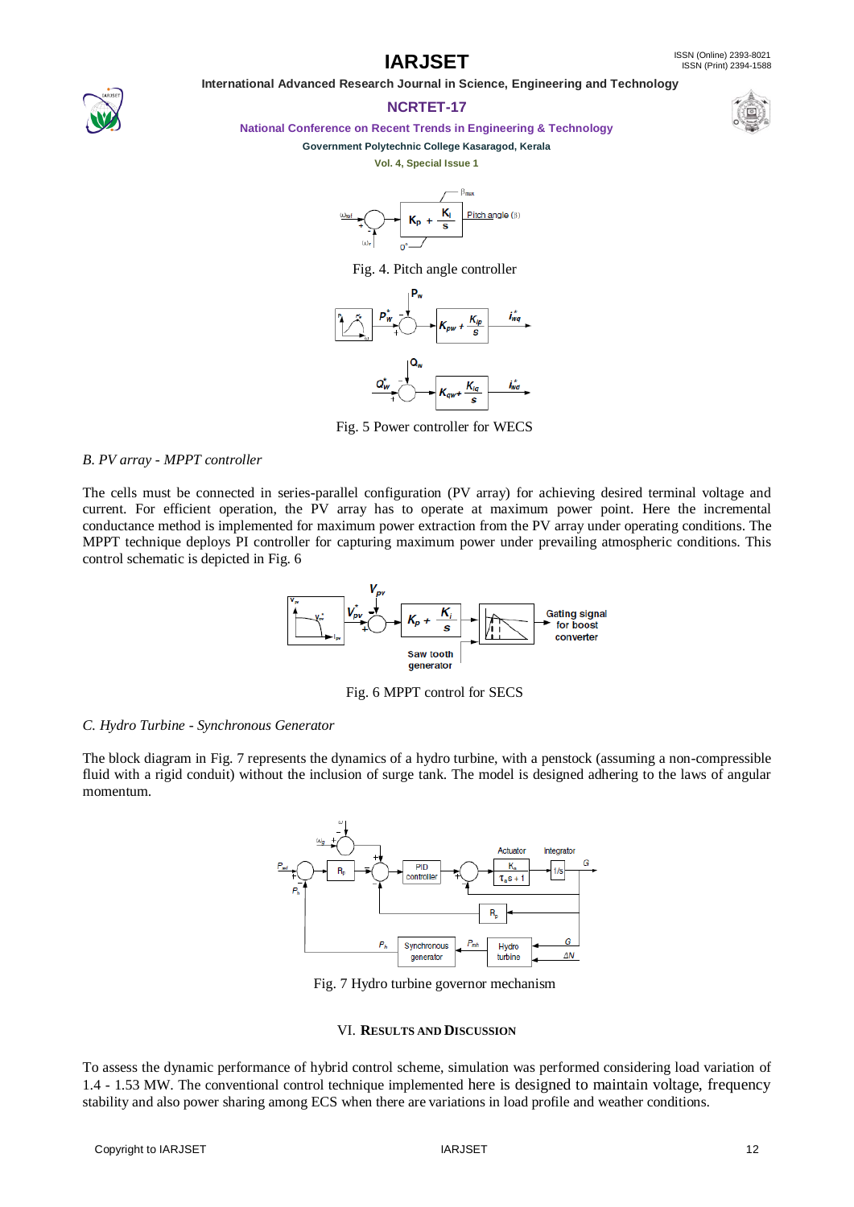Fig. 4. Pitch angle controller

Fig. 5 Power controller for WECS

*B. PV array - MPPT controller*

The cells must be connected in series-parallel configuration (PV array) for achieving desired terminal voltage and current. For efficient operation, the PV array has to operate at maximum power point. Here the incremental conductance method is implemented for maximum power extraction from the PV array under operating conditions. The MPPT technique deploys PI controller for capturing maximum power under prevailing atmospheric conditions. This control schematic is depicted in Fig. 6

Fig. 6 MPPT control for SECS

*C. Hydro Turbine - Synchronous Generator*

The block diagram in Fig. 7 represents the dynamics of a hydro turbine, with a penstock (assuming a non-compressible fluid with a rigid conduit) without the inclusion of surge tank. The model is designed adhering to the laws of angular momentum.

Fig. 7 Hydro turbine governor mechanism

## VI. RESULTS AND DISCUSSION

To assess the dynamic performance of hybrid control scheme, simulation was performed considering load variation of 1.4 - 1.53 MW. The conventional control technique implemented here is designed to maintain voltage, frequency stability and also power sharing among ECS when there are variations in load profile and weather conditions.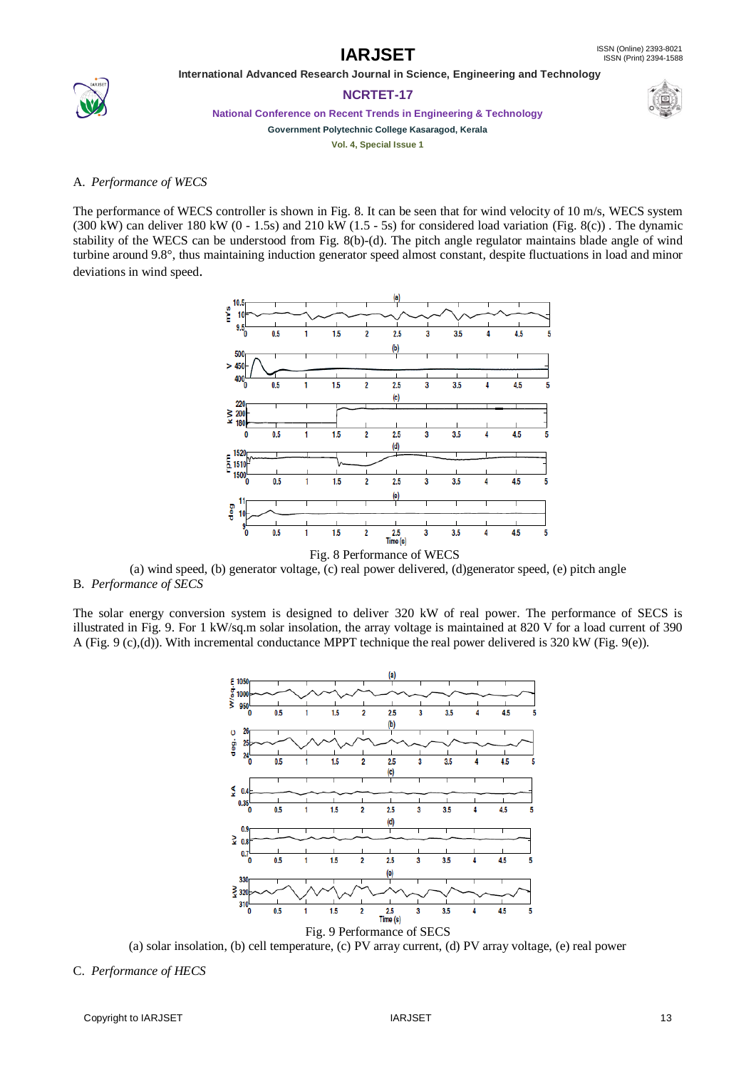### A. *Performance of WECS*

The performance of WECS controller is shown in Fig. 8. It can be seen that for wind velocity of 10 m/s, WECS system (300 kW) can deliver 180 kW (0 - 1.5s) and 210 kW (1.5 - 5s) for considered load variation (Fig. 8(c)) . The dynamic stability of the WECS can be understood from Fig. 8(b)-(d). The pitch angle regulator maintains blade angle of wind turbine around 9.8°, thus maintaining induction generator speed almost constant, despite fluctuations in load and minor deviations in wind speed.

Fig. 8 Performance of WECS

(a) wind speed, (b) generator voltage, (c) real power delivered, (d)generator speed, (e) pitch angle

### B. *Performance of SECS*

The solar energy conversion system is designed to deliver 320 kW of real power. The performance of SECS is illustrated in Fig. 9. For 1 kW/sq.m solar insolation, the array voltage is maintained at 820 V for a load current of 390 A (Fig. 9 (c),(d)). With incremental conductance MPPT technique the real power delivered is 320 kW (Fig. 9(e)).

Fig. 9 Performance of SECS

(a) solar insolation, (b) cell temperature, (c) PV array current, (d) PV array voltage, (e) real power

### C. *Performance of HECS*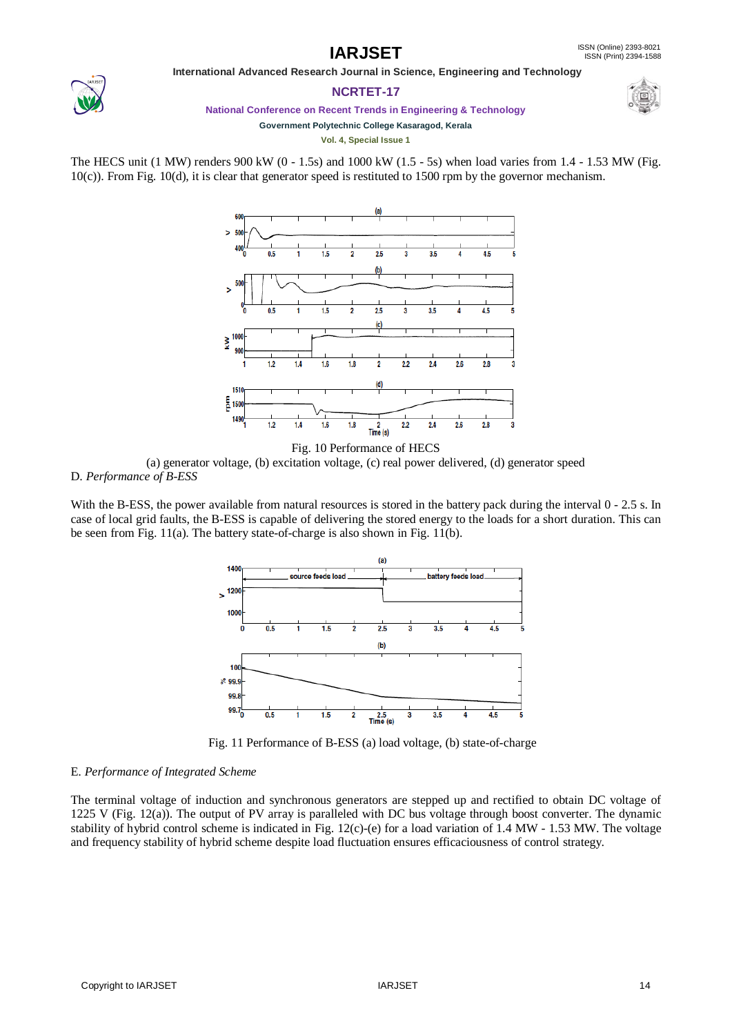The HECS unit (1 MW) renders 900 kW (0 - 1.5s) and 1000 kW (1.5 - 5s) when load varies from 1.4 - 1.53 MW (Fig. 10(c)). From Fig. 10(d), it is clear that generator speed is restituted to 1500 rpm by the governor mechanism.

Fig. 10 Performance of HECS

(a) generator voltage, (b) excitation voltage, (c) real power delivered, (d) generator speed

### D. *Performance of B-ESS*

With the B-ESS, the power available from natural resources is stored in the battery pack during the interval 0 - 2.5 s. In case of local grid faults, the B-ESS is capable of delivering the stored energy to the loads for a short duration. This can be seen from Fig. 11(a). The battery state-of-charge is also shown in Fig. 11(b).

Fig. 11 Performance of B-ESS (a) load voltage, (b) state-of-charge

### E. *Performance of Integrated Scheme*

The terminal voltage of induction and synchronous generators are stepped up and rectified to obtain DC voltage of 1225 V (Fig. 12(a)). The output of PV array is paralleled with DC bus voltage through boost converter. The dynamic stability of hybrid control scheme is indicated in Fig. 12(c)-(e) for a load variation of 1.4 MW - 1.53 MW. The voltage and frequency stability of hybrid scheme despite load fluctuation ensures efficaciousness of control strategy.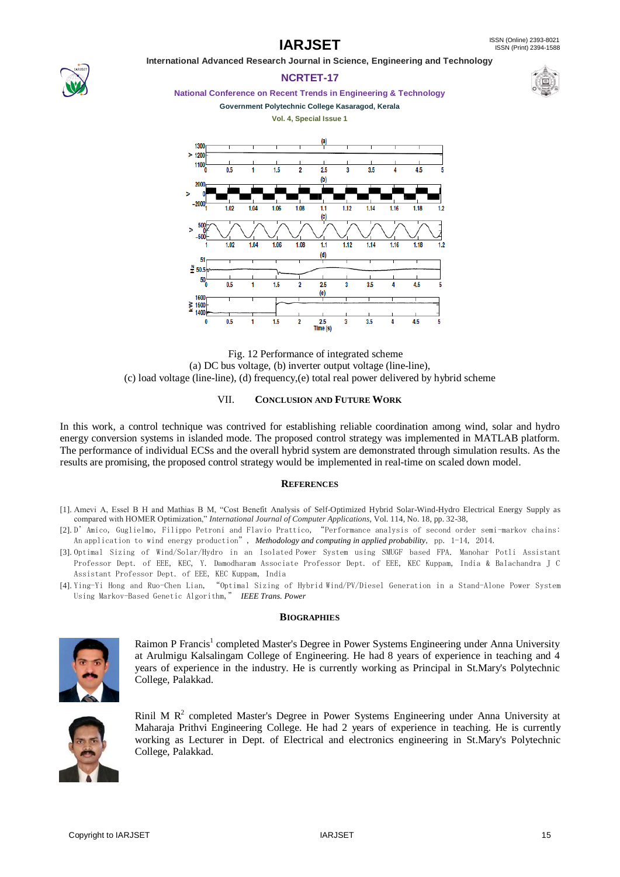(a)

1300
V 1200
1100
0 0.5 1 1.5 2 2.5 3 3.5 4 4.5 5

(b)

2000
V 0
-2000
1 1.02 1.04 1.06 1.08 1.1 1.12 1.14 1.16 1.18 1.2

(c)

500
V 0
-500
1 1.02 1.04 1.06 1.08 1.1 1.12 1.14 1.16 1.18 1.2

(d)

51
Hz 50.5
50
0 0.5 1 1.5 2 2.5 3 3.5 4 4.5 5

(e)

1600
kW 1500
1400
0 0.5 1 1.5 2 2.5 3 3.5 4 4.5 5
Time (s)

Fig. 12 Performance of integrated scheme
(a) DC bus voltage, (b) inverter output voltage (line-line),
(c) load voltage (line-line), (d) frequency,(e) total real power delivered by hybrid scheme

## VII. CONCLUSION AND FUTURE WORK

In this work, a control technique was contrived for establishing reliable coordination among wind, solar and hydro energy conversion systems in islanded mode. The proposed control strategy was implemented in MATLAB platform. The performance of individual ECSs and the overall hybrid system are demonstrated through simulation results. As the results are promising, the proposed control strategy would be implemented in real-time on scaled down model.

## REFERENCES

[1]. Amevi A, Essel B H and Mathias B M, "Cost Benefit Analysis of Self-Optimized Hybrid Solar-Wind-Hydro Electrical Energy Supply as compared with HOMER Optimization," *International Journal of Computer Applications*, Vol. 114, No. 18, pp. 32-38,

[2]. D'Amico, Guglielmo, Filippo Petroni and Flavio Prattico, "Performance analysis of second order semi-markov chains: An application to wind energy production", *Methodology and computing in applied probability*, pp. 1-14, 2014.

[3]. Optimal Sizing of Wind/Solar/Hydro in an Isolated Power System using SMUGF based FPA. Manohar Potli Assistant Professor Dept. of EEE, KEC, Y. Damodharam Associate Professor Dept. of EEE, KEC Kuppam, India & Balachandra J C Assistant Professor Dept. of EEE, KEC Kuppam, India

[4]. Ying-Yi Hong and Ruo-Chen Lian, "Optimal Sizing of Hybrid Wind/PV/Diesel Generation in a Stand-Alone Power System Using Markov-Based Genetic Algorithm," *IEEE Trans. Power*

## BIOGRAPHIES

Raimon P Francis[1] completed Master's Degree in Power Systems Engineering under Anna University at Arulmigu Kalsalingam College of Engineering. He had 8 years of experience in teaching and 4 years of experience in the industry. He is currently working as Principal in St.Mary's Polytechnic College, Palakkad.

Rinil M R[2] completed Master's Degree in Power Systems Engineering under Anna University at Maharaja Prithvi Engineering College. He had 2 years of experience in teaching. He is currently working as Lecturer in Dept. of Electrical and electronics engineering in St.Mary's Polytechnic College, Palakkad.